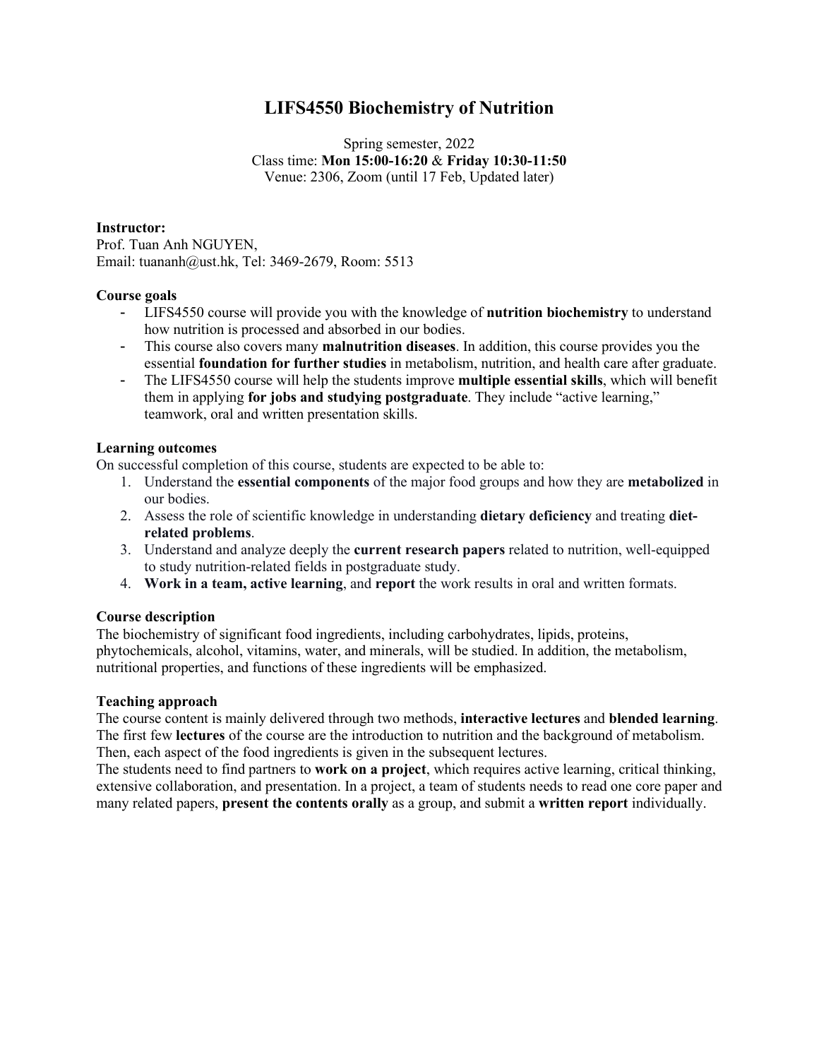# LIFS4550 Biochemistry of Nutrition

Spring semester, 2022
Class time: **Mon 15:00-16:20** & **Friday 10:30-11:50**
Venue: 2306, Zoom (until 17 Feb, Updated later)

**Instructor:**
Prof. Tuan Anh NGUYEN,
Email: tuananh@ust.hk, Tel: 3469-2679, Room: 5513

**Course goals**

- LIFS4550 course will provide you with the knowledge of **nutrition biochemistry** to understand how nutrition is processed and absorbed in our bodies.
- This course also covers many **malnutrition diseases**. In addition, this course provides you the essential **foundation for further studies** in metabolism, nutrition, and health care after graduate.
- The LIFS4550 course will help the students improve **multiple essential skills**, which will benefit them in applying **for jobs and studying postgraduate**. They include "active learning," teamwork, oral and written presentation skills.

**Learning outcomes**

On successful completion of this course, students are expected to be able to:

1. Understand the **essential components** of the major food groups and how they are **metabolized** in our bodies.
2. Assess the role of scientific knowledge in understanding **dietary deficiency** and treating **diet-related problems**.
3. Understand and analyze deeply the **current research papers** related to nutrition, well-equipped to study nutrition-related fields in postgraduate study.
4. **Work in a team, active learning**, and **report** the work results in oral and written formats.

**Course description**

The biochemistry of significant food ingredients, including carbohydrates, lipids, proteins, phytochemicals, alcohol, vitamins, water, and minerals, will be studied. In addition, the metabolism, nutritional properties, and functions of these ingredients will be emphasized.

**Teaching approach**

The course content is mainly delivered through two methods, **interactive lectures** and **blended learning**. The first few **lectures** of the course are the introduction to nutrition and the background of metabolism. Then, each aspect of the food ingredients is given in the subsequent lectures.

The students need to find partners to **work on a project**, which requires active learning, critical thinking, extensive collaboration, and presentation. In a project, a team of students needs to read one core paper and many related papers, **present the contents orally** as a group, and submit a **written report** individually.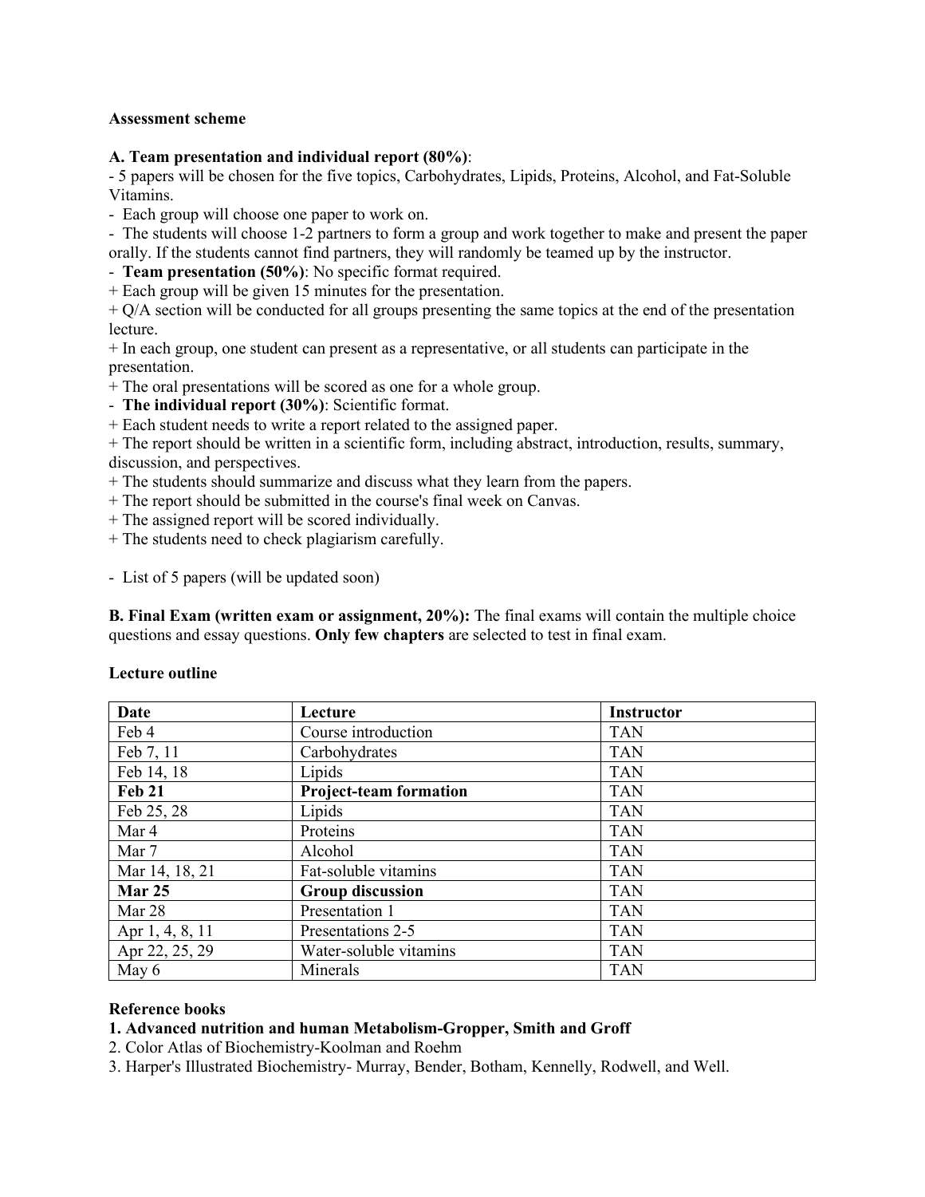**Assessment scheme**

**A. Team presentation and individual report (80%)**:

- 5 papers will be chosen for the five topics, Carbohydrates, Lipids, Proteins, Alcohol, and Fat-Soluble Vitamins.
- Each group will choose one paper to work on.
- The students will choose 1-2 partners to form a group and work together to make and present the paper orally. If the students cannot find partners, they will randomly be teamed up by the instructor.
- **Team presentation (50%)**: No specific format required.

+ Each group will be given 15 minutes for the presentation.
+ Q/A section will be conducted for all groups presenting the same topics at the end of the presentation lecture.
+ In each group, one student can present as a representative, or all students can participate in the presentation.
+ The oral presentations will be scored as one for a whole group.

- **The individual report (30%)**: Scientific format.

+ Each student needs to write a report related to the assigned paper.
+ The report should be written in a scientific form, including abstract, introduction, results, summary, discussion, and perspectives.
+ The students should summarize and discuss what they learn from the papers.
+ The report should be submitted in the course's final week on Canvas.
+ The assigned report will be scored individually.
+ The students need to check plagiarism carefully.

- List of 5 papers (will be updated soon)

**B. Final Exam (written exam or assignment, 20%):** The final exams will contain the multiple choice questions and essay questions. **Only few chapters** are selected to test in final exam.

**Lecture outline**

| Date | Lecture | Instructor |
|---|---|---|
| Feb 4 | Course introduction | TAN |
| Feb 7, 11 | Carbohydrates | TAN |
| Feb 14, 18 | Lipids | TAN |
| **Feb 21** | **Project-team formation** | TAN |
| Feb 25, 28 | Lipids | TAN |
| Mar 4 | Proteins | TAN |
| Mar 7 | Alcohol | TAN |
| Mar 14, 18, 21 | Fat-soluble vitamins | TAN |
| **Mar 25** | **Group discussion** | TAN |
| Mar 28 | Presentation 1 | TAN |
| Apr 1, 4, 8, 11 | Presentations 2-5 | TAN |
| Apr 22, 25, 29 | Water-soluble vitamins | TAN |
| May 6 | Minerals | TAN |

**Reference books**

1. **Advanced nutrition and human Metabolism-Gropper, Smith and Groff**
2. Color Atlas of Biochemistry-Koolman and Roehm
3. Harper's Illustrated Biochemistry- Murray, Bender, Botham, Kennelly, Rodwell, and Well.